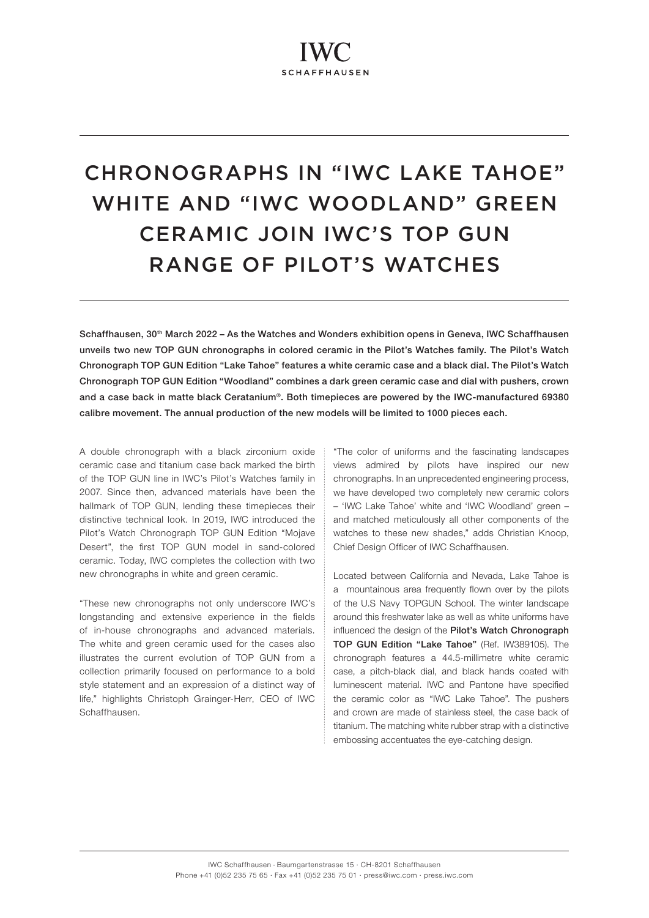# CHRONOGRAPHS IN "IWC LAKE TAHOE" WHITE AND "IWC WOODLAND" GREEN CERAMIC JOIN IWC'S TOP GUN RANGE OF PILOT'S WATCHES

**Schaffhausen, 30th March 2022 – As the Watches and Wonders exhibition opens in Geneva, IWC Schaffhausen unveils two new TOP GUN chronographs in colored ceramic in the Pilot's Watches family. The Pilot's Watch Chronograph TOP GUN Edition "Lake Tahoe" features a white ceramic case and a black dial. The Pilot's Watch Chronograph TOP GUN Edition "Woodland" combines a dark green ceramic case and dial with pushers, crown and a case back in matte black Ceratanium®. Both timepieces are powered by the IWC-manufactured 69380 calibre movement. The annual production of the new models will be limited to 1000 pieces each.**

A double chronograph with a black zirconium oxide ceramic case and titanium case back marked the birth of the TOP GUN line in IWC's Pilot's Watches family in 2007. Since then, advanced materials have been the hallmark of TOP GUN, lending these timepieces their distinctive technical look. In 2019, IWC introduced the Pilot's Watch Chronograph TOP GUN Edition "Mojave Desert", the first TOP GUN model in sand-colored ceramic. Today, IWC completes the collection with two new chronographs in white and green ceramic.

"These new chronographs not only underscore IWC's longstanding and extensive experience in the fields of in-house chronographs and advanced materials. The white and green ceramic used for the cases also illustrates the current evolution of TOP GUN from a collection primarily focused on performance to a bold style statement and an expression of a distinct way of life," highlights Christoph Grainger-Herr, CEO of IWC Schaffhausen.

"The color of uniforms and the fascinating landscapes views admired by pilots have inspired our new chronographs. In an unprecedented engineering process, we have developed two completely new ceramic colors – 'IWC Lake Tahoe' white and 'IWC Woodland' green – and matched meticulously all other components of the watches to these new shades," adds Christian Knoop, Chief Design Officer of IWC Schaffhausen.

Located between California and Nevada, Lake Tahoe is a mountainous area frequently flown over by the pilots of the U.S Navy TOPGUN School. The winter landscape around this freshwater lake as well as white uniforms have influenced the design of the **Pilot's Watch Chronograph TOP GUN Edition "Lake Tahoe"** (Ref. IW389105). The chronograph features a 44.5-millimetre white ceramic case, a pitch-black dial, and black hands coated with luminescent material. IWC and Pantone have specified the ceramic color as "IWC Lake Tahoe". The pushers and crown are made of stainless steel, the case back of titanium. The matching white rubber strap with a distinctive embossing accentuates the eye-catching design.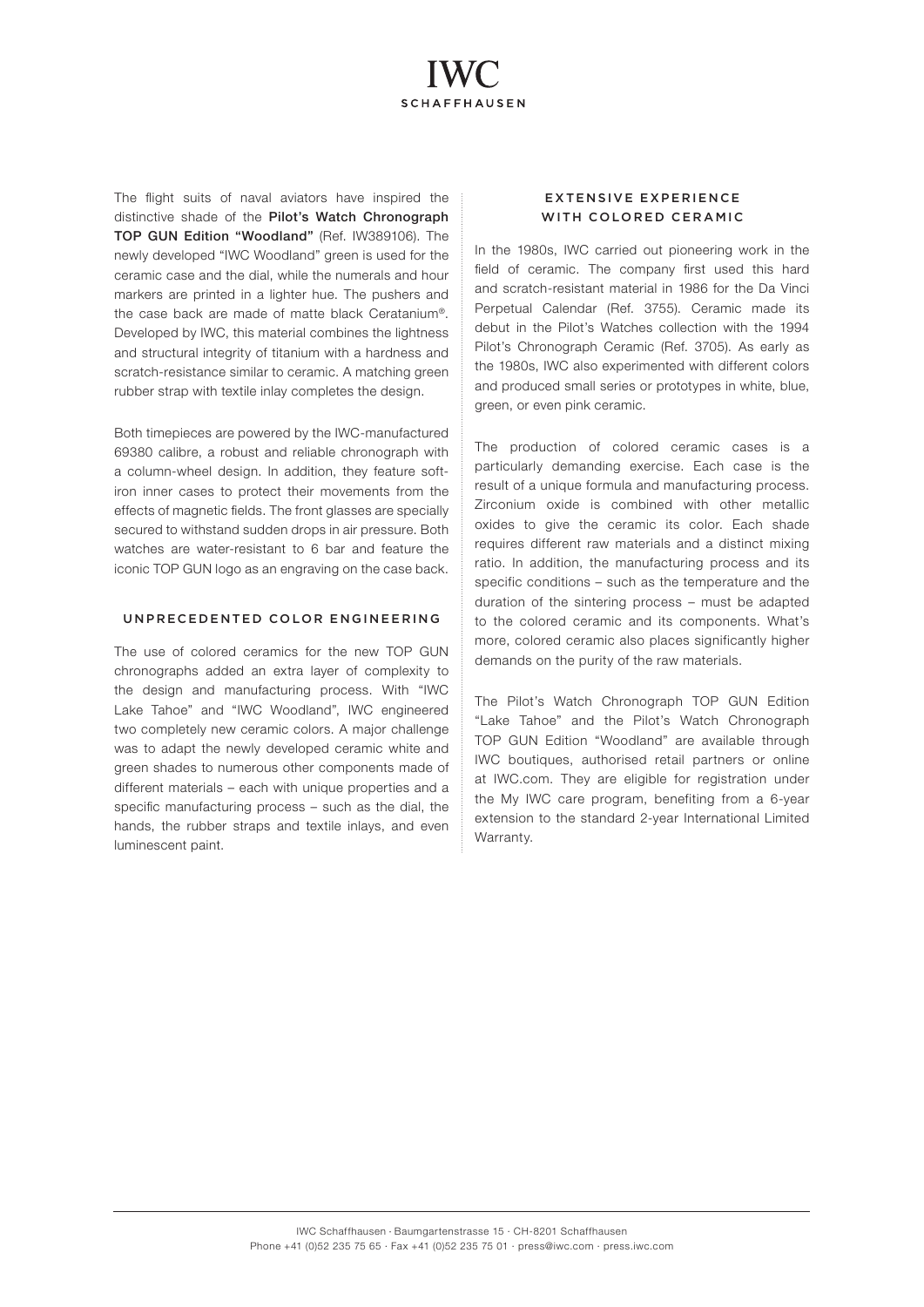The flight suits of naval aviators have inspired the distinctive shade of the **Pilot's Watch Chronograph TOP GUN Edition "Woodland"** (Ref. IW389106). The newly developed "IWC Woodland" green is used for the ceramic case and the dial, while the numerals and hour markers are printed in a lighter hue. The pushers and the case back are made of matte black Ceratanium®. Developed by IWC, this material combines the lightness and structural integrity of titanium with a hardness and scratch-resistance similar to ceramic. A matching green rubber strap with textile inlay completes the design.

Both timepieces are powered by the IWC-manufactured 69380 calibre, a robust and reliable chronograph with a column-wheel design. In addition, they feature soft-iron inner cases to protect their movements from the effects of magnetic fields. The front glasses are specially secured to withstand sudden drops in air pressure. Both watches are water-resistant to 6 bar and feature the iconic TOP GUN logo as an engraving on the case back.

## UNPRECEDENTED COLOR ENGINEERING

The use of colored ceramics for the new TOP GUN chronographs added an extra layer of complexity to the design and manufacturing process. With "IWC Lake Tahoe" and "IWC Woodland", IWC engineered two completely new ceramic colors. A major challenge was to adapt the newly developed ceramic white and green shades to numerous other components made of different materials – each with unique properties and a specific manufacturing process – such as the dial, the hands, the rubber straps and textile inlays, and even luminescent paint.

## EXTENSIVE EXPERIENCE WITH COLORED CERAMIC

In the 1980s, IWC carried out pioneering work in the field of ceramic. The company first used this hard and scratch-resistant material in 1986 for the Da Vinci Perpetual Calendar (Ref. 3755). Ceramic made its debut in the Pilot's Watches collection with the 1994 Pilot's Chronograph Ceramic (Ref. 3705). As early as the 1980s, IWC also experimented with different colors and produced small series or prototypes in white, blue, green, or even pink ceramic.

The production of colored ceramic cases is a particularly demanding exercise. Each case is the result of a unique formula and manufacturing process. Zirconium oxide is combined with other metallic oxides to give the ceramic its color. Each shade requires different raw materials and a distinct mixing ratio. In addition, the manufacturing process and its specific conditions – such as the temperature and the duration of the sintering process – must be adapted to the colored ceramic and its components. What's more, colored ceramic also places significantly higher demands on the purity of the raw materials.

The Pilot's Watch Chronograph TOP GUN Edition "Lake Tahoe" and the Pilot's Watch Chronograph TOP GUN Edition "Woodland" are available through IWC boutiques, authorised retail partners or online at IWC.com. They are eligible for registration under the My IWC care program, benefiting from a 6-year extension to the standard 2-year International Limited Warranty.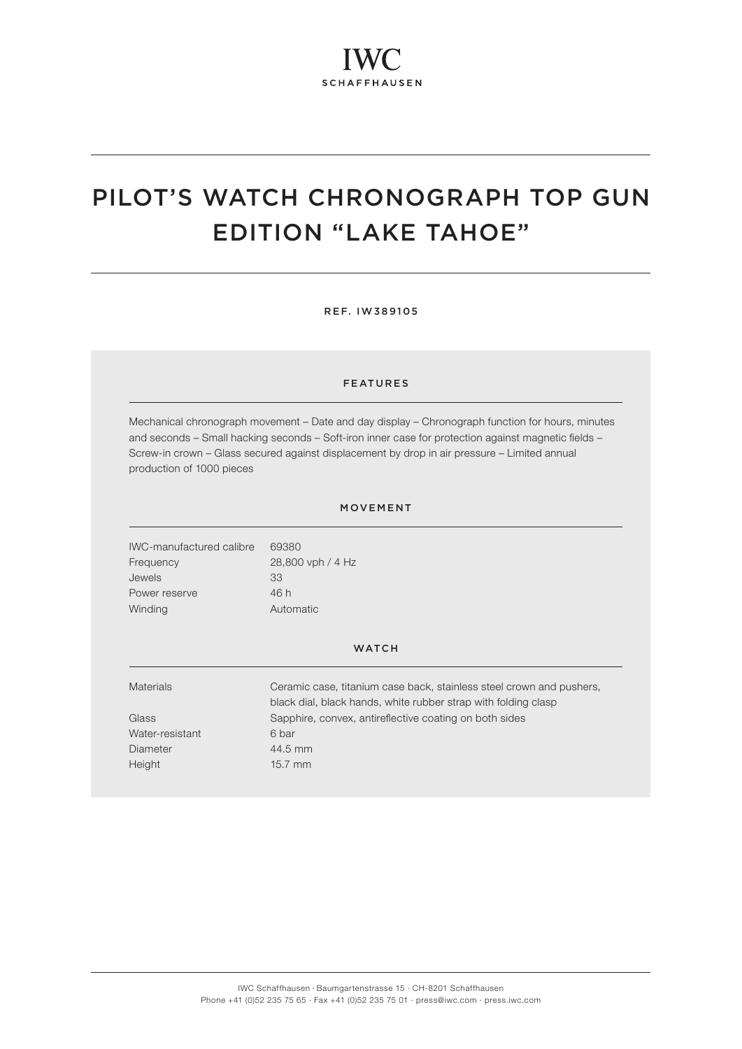IWC
SCHAFFHAUSEN

# PILOT'S WATCH CHRONOGRAPH TOP GUN EDITION "LAKE TAHOE"

REF. IW389105

## FEATURES

Mechanical chronograph movement – Date and day display – Chronograph function for hours, minutes and seconds – Small hacking seconds – Soft-iron inner case for protection against magnetic fields – Screw-in crown – Glass secured against displacement by drop in air pressure – Limited annual production of 1000 pieces

## MOVEMENT

| | |
|---|---|
| IWC-manufactured calibre | 69380 |
| Frequency | 28,800 vph / 4 Hz |
| Jewels | 33 |
| Power reserve | 46 h |
| Winding | Automatic |

## WATCH

| | |
|---|---|
| Materials | Ceramic case, titanium case back, stainless steel crown and pushers, black dial, black hands, white rubber strap with folding clasp |
| Glass | Sapphire, convex, antireflective coating on both sides |
| Water-resistant | 6 bar |
| Diameter | 44.5 mm |
| Height | 15.7 mm |

IWC Schaffhausen · Baumgartenstrasse 15 · CH-8201 Schaffhausen
Phone +41 (0)52 235 75 65 · Fax +41 (0)52 235 75 01 · press@iwc.com · press.iwc.com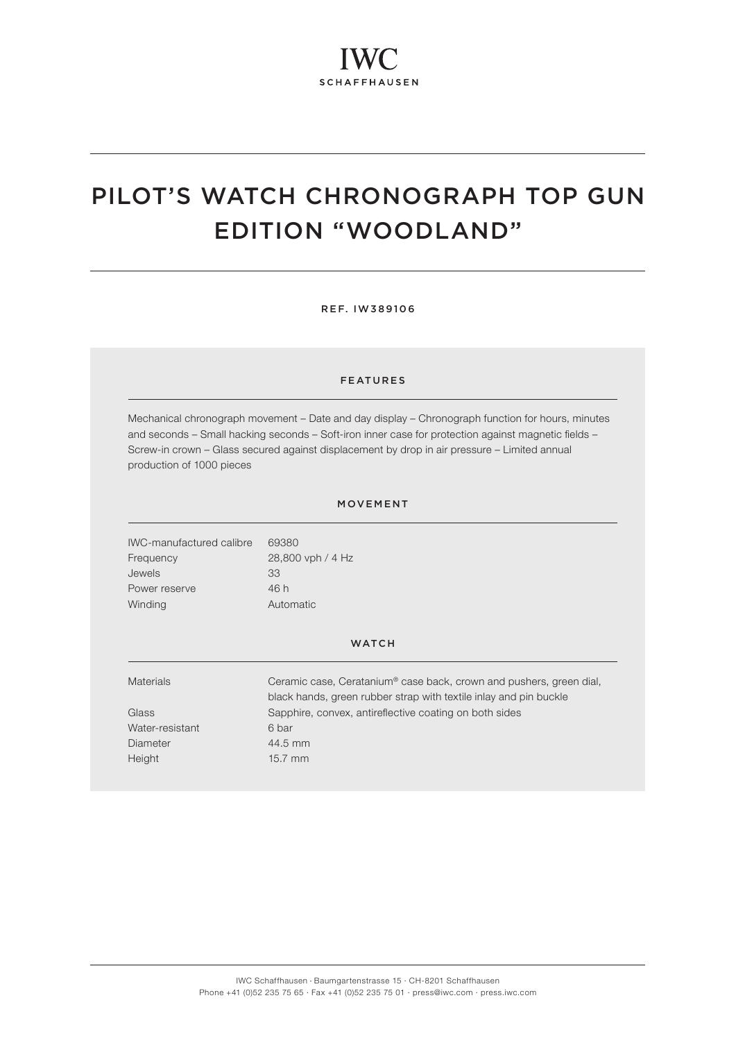# PILOT'S WATCH CHRONOGRAPH TOP GUN EDITION "WOODLAND"

REF. IW389106

## FEATURES

Mechanical chronograph movement – Date and day display – Chronograph function for hours, minutes and seconds – Small hacking seconds – Soft-iron inner case for protection against magnetic fields – Screw-in crown – Glass secured against displacement by drop in air pressure – Limited annual production of 1000 pieces

## MOVEMENT

| | |
|---|---|
| IWC-manufactured calibre | 69380 |
| Frequency | 28,800 vph / 4 Hz |
| Jewels | 33 |
| Power reserve | 46 h |
| Winding | Automatic |

## WATCH

| | |
|---|---|
| Materials | Ceramic case, Ceratanium® case back, crown and pushers, green dial, black hands, green rubber strap with textile inlay and pin buckle |
| Glass | Sapphire, convex, antireflective coating on both sides |
| Water-resistant | 6 bar |
| Diameter | 44.5 mm |
| Height | 15.7 mm |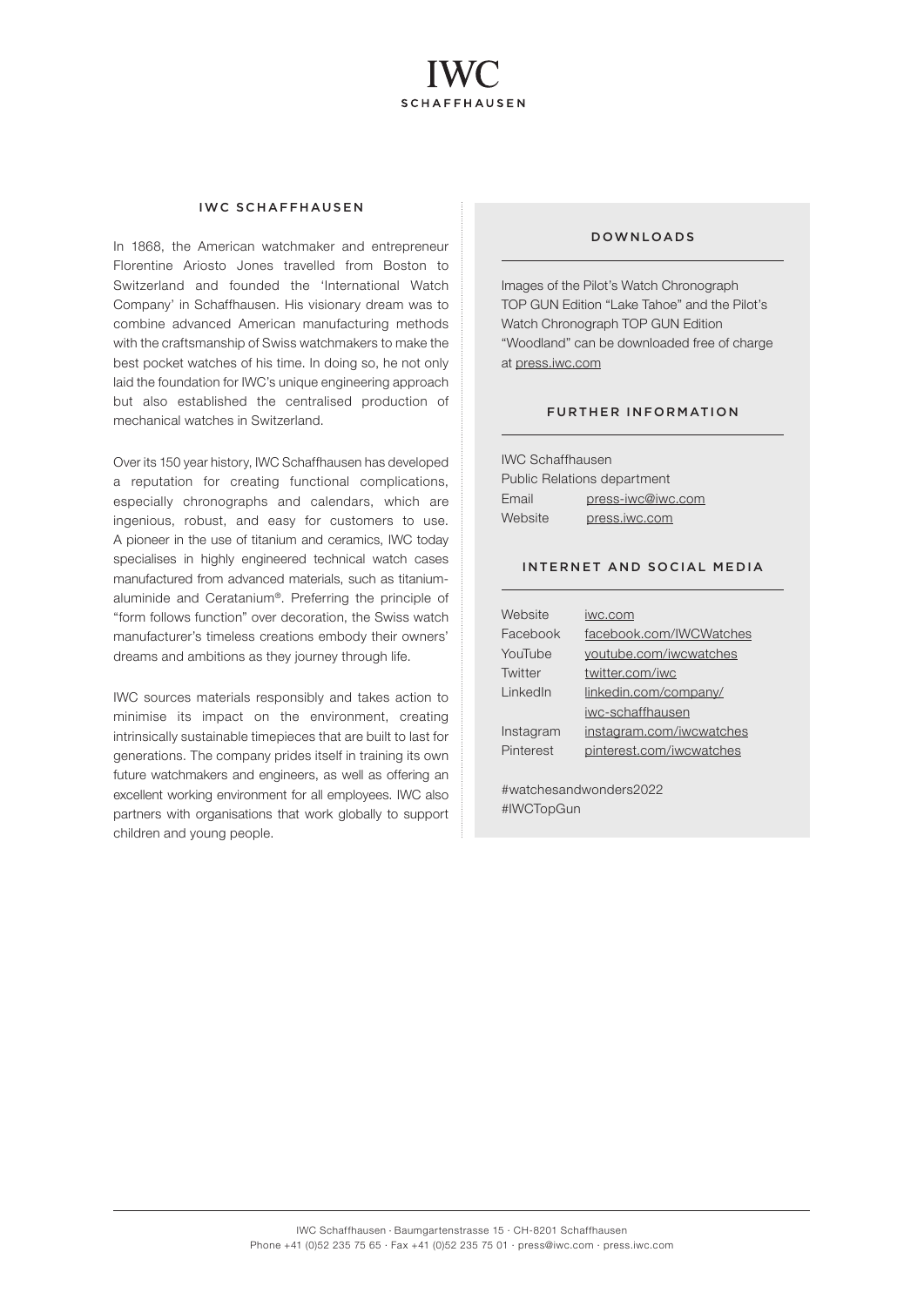## IWC SCHAFFHAUSEN

In 1868, the American watchmaker and entrepreneur Florentine Ariosto Jones travelled from Boston to Switzerland and founded the 'International Watch Company' in Schaffhausen. His visionary dream was to combine advanced American manufacturing methods with the craftsmanship of Swiss watchmakers to make the best pocket watches of his time. In doing so, he not only laid the foundation for IWC's unique engineering approach but also established the centralised production of mechanical watches in Switzerland.

Over its 150 year history, IWC Schaffhausen has developed a reputation for creating functional complications, especially chronographs and calendars, which are ingenious, robust, and easy for customers to use. A pioneer in the use of titanium and ceramics, IWC today specialises in highly engineered technical watch cases manufactured from advanced materials, such as titanium-aluminide and Ceratanium®. Preferring the principle of "form follows function" over decoration, the Swiss watch manufacturer's timeless creations embody their owners' dreams and ambitions as they journey through life.

IWC sources materials responsibly and takes action to minimise its impact on the environment, creating intrinsically sustainable timepieces that are built to last for generations. The company prides itself in training its own future watchmakers and engineers, as well as offering an excellent working environment for all employees. IWC also partners with organisations that work globally to support children and young people.

## DOWNLOADS

Images of the Pilot's Watch Chronograph TOP GUN Edition "Lake Tahoe" and the Pilot's Watch Chronograph TOP GUN Edition "Woodland" can be downloaded free of charge at press.iwc.com

## FURTHER INFORMATION

IWC Schaffhausen
Public Relations department

| | |
|---|---|
| Email | press-iwc@iwc.com |
| Website | press.iwc.com |

## INTERNET AND SOCIAL MEDIA

| | |
|---|---|
| Website | iwc.com |
| Facebook | facebook.com/IWCWatches |
| YouTube | youtube.com/iwcwatches |
| Twitter | twitter.com/iwc |
| LinkedIn | linkedin.com/company/iwc-schaffhausen |
| Instagram | instagram.com/iwcwatches |
| Pinterest | pinterest.com/iwcwatches |

#watchesandwonders2022
#IWCTopGun

IWC Schaffhausen · Baumgartenstrasse 15 · CH-8201 Schaffhausen
Phone +41 (0)52 235 75 65 · Fax +41 (0)52 235 75 01 · press@iwc.com · press.iwc.com